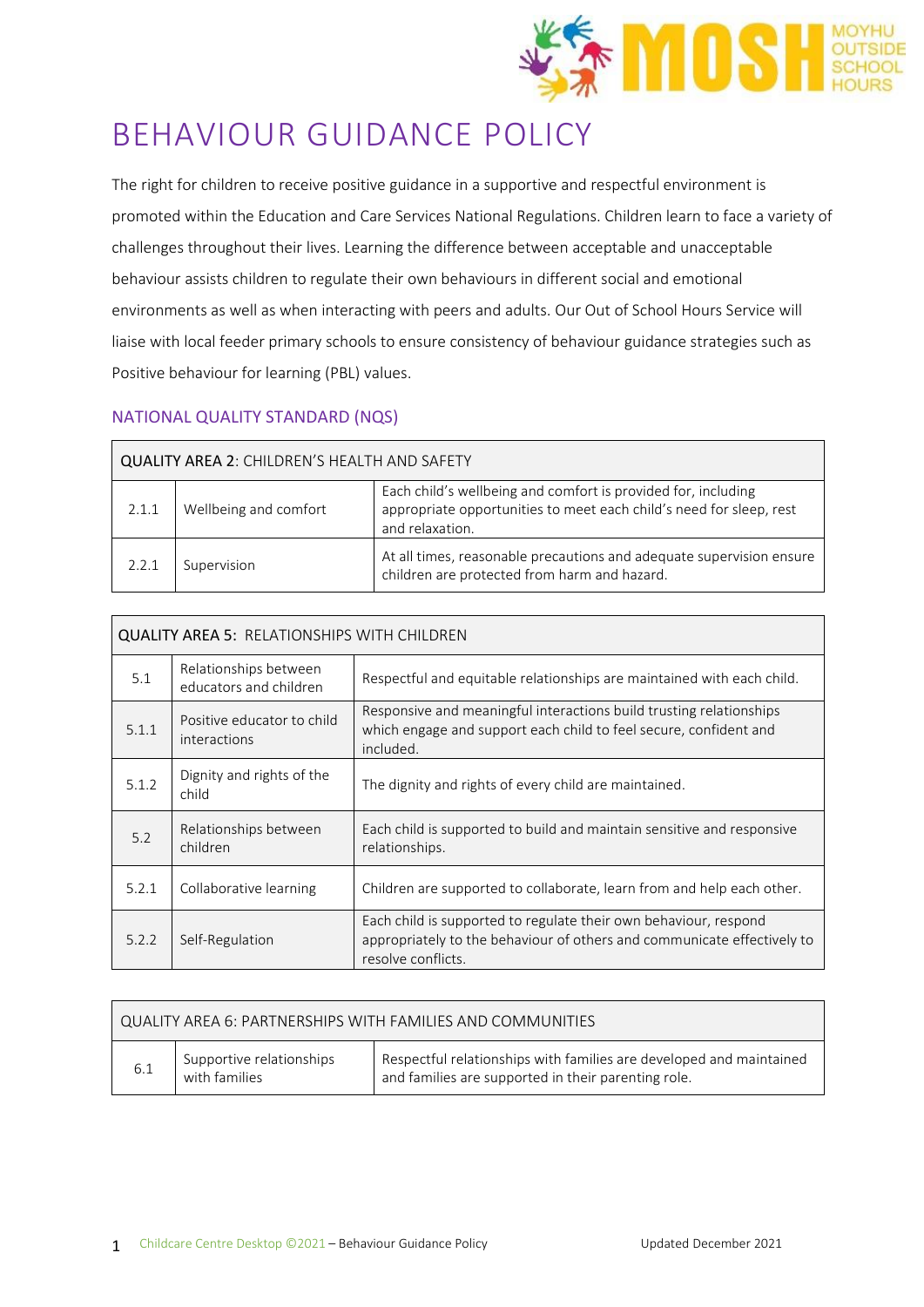# BEHAVIOUR GUIDANCE POLICY

The right for children to receive positive guidance in a supportive and respectful environment is promoted within the Education and Care Services National Regulations. Children learn to face a variety of challenges throughout their lives. Learning the difference between acceptable and unacceptable behaviour assists children to regulate their own behaviours in different social and emotional environments as well as when interacting with peers and adults. Our Out of School Hours Service will liaise with local feeder primary schools to ensure consistency of behaviour guidance strategies such as Positive behaviour for learning (PBL) values.

## NATIONAL QUALITY STANDARD (NQS)

| **QUALITY AREA 2**: CHILDREN'S HEALTH AND SAFETY | | |
|---|---|---|
| 2.1.1 | Wellbeing and comfort | Each child's wellbeing and comfort is provided for, including appropriate opportunities to meet each child's need for sleep, rest and relaxation. |
| 2.2.1 | Supervision | At all times, reasonable precautions and adequate supervision ensure children are protected from harm and hazard. |

| **QUALITY AREA 5**: RELATIONSHIPS WITH CHILDREN | | |
|---|---|---|
| 5.1 | Relationships between educators and children | Respectful and equitable relationships are maintained with each child. |
| 5.1.1 | Positive educator to child interactions | Responsive and meaningful interactions build trusting relationships which engage and support each child to feel secure, confident and included. |
| 5.1.2 | Dignity and rights of the child | The dignity and rights of every child are maintained. |
| 5.2 | Relationships between children | Each child is supported to build and maintain sensitive and responsive relationships. |
| 5.2.1 | Collaborative learning | Children are supported to collaborate, learn from and help each other. |
| 5.2.2 | Self-Regulation | Each child is supported to regulate their own behaviour, respond appropriately to the behaviour of others and communicate effectively to resolve conflicts. |

| QUALITY AREA 6: PARTNERSHIPS WITH FAMILIES AND COMMUNITIES | | |
|---|---|---|
| 6.1 | Supportive relationships with families | Respectful relationships with families are developed and maintained and families are supported in their parenting role. |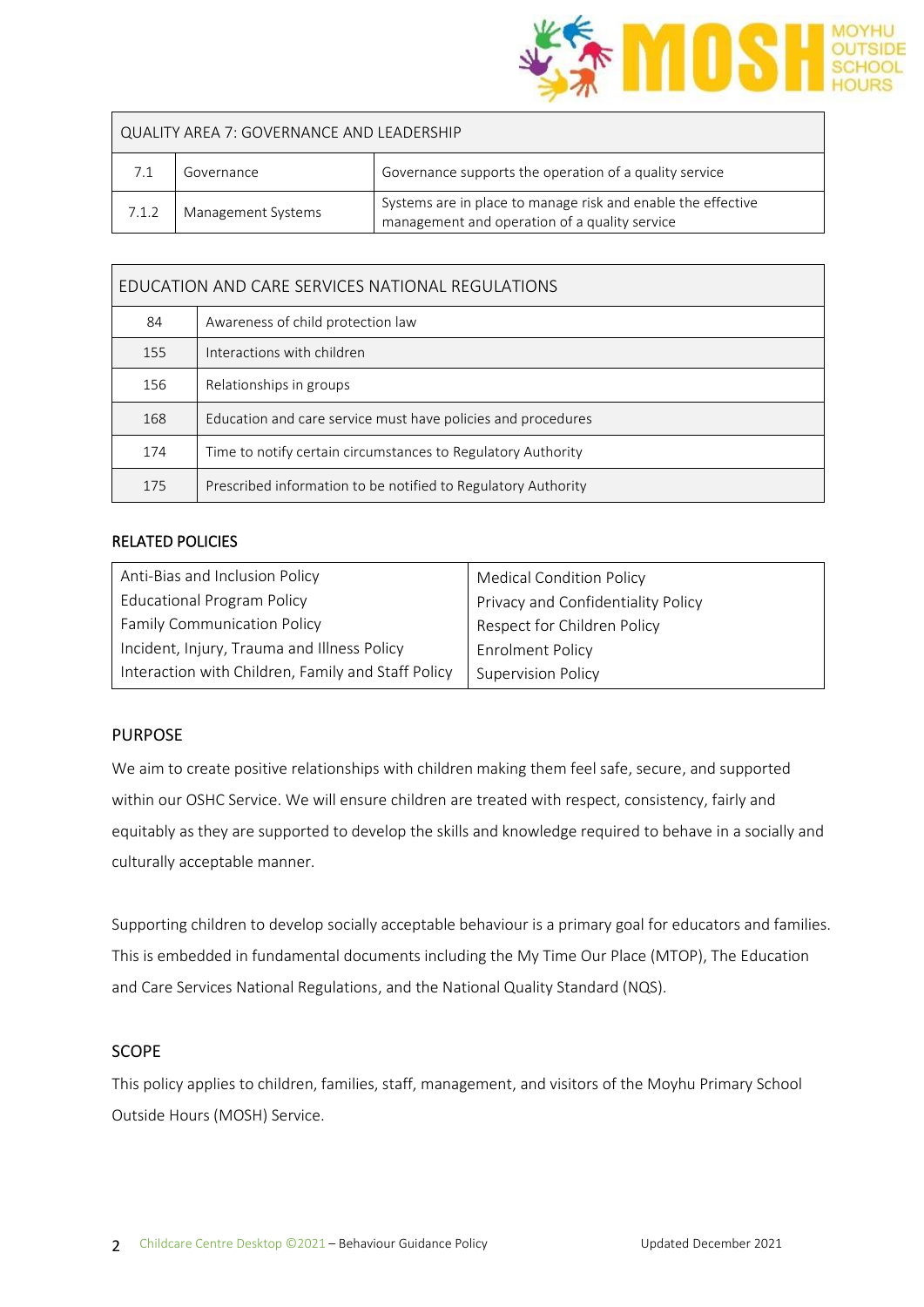| QUALITY AREA 7: GOVERNANCE AND LEADERSHIP | | |
|---|---|---|
| 7.1 | Governance | Governance supports the operation of a quality service |
| 7.1.2 | Management Systems | Systems are in place to manage risk and enable the effective management and operation of a quality service |

| EDUCATION AND CARE SERVICES NATIONAL REGULATIONS | |
|---|---|
| 84 | Awareness of child protection law |
| 155 | Interactions with children |
| 156 | Relationships in groups |
| 168 | Education and care service must have policies and procedures |
| 174 | Time to notify certain circumstances to Regulatory Authority |
| 175 | Prescribed information to be notified to Regulatory Authority |

**RELATED POLICIES**

| | |
|---|---|
| Anti-Bias and Inclusion Policy | Medical Condition Policy |
| Educational Program Policy | Privacy and Confidentiality Policy |
| Family Communication Policy | Respect for Children Policy |
| Incident, Injury, Trauma and Illness Policy | Enrolment Policy |
| Interaction with Children, Family and Staff Policy | Supervision Policy |

## PURPOSE

We aim to create positive relationships with children making them feel safe, secure, and supported within our OSHC Service. We will ensure children are treated with respect, consistency, fairly and equitably as they are supported to develop the skills and knowledge required to behave in a socially and culturally acceptable manner.

Supporting children to develop socially acceptable behaviour is a primary goal for educators and families. This is embedded in fundamental documents including the My Time Our Place (MTOP), The Education and Care Services National Regulations, and the National Quality Standard (NQS).

## SCOPE

This policy applies to children, families, staff, management, and visitors of the Moyhu Primary School Outside Hours (MOSH) Service.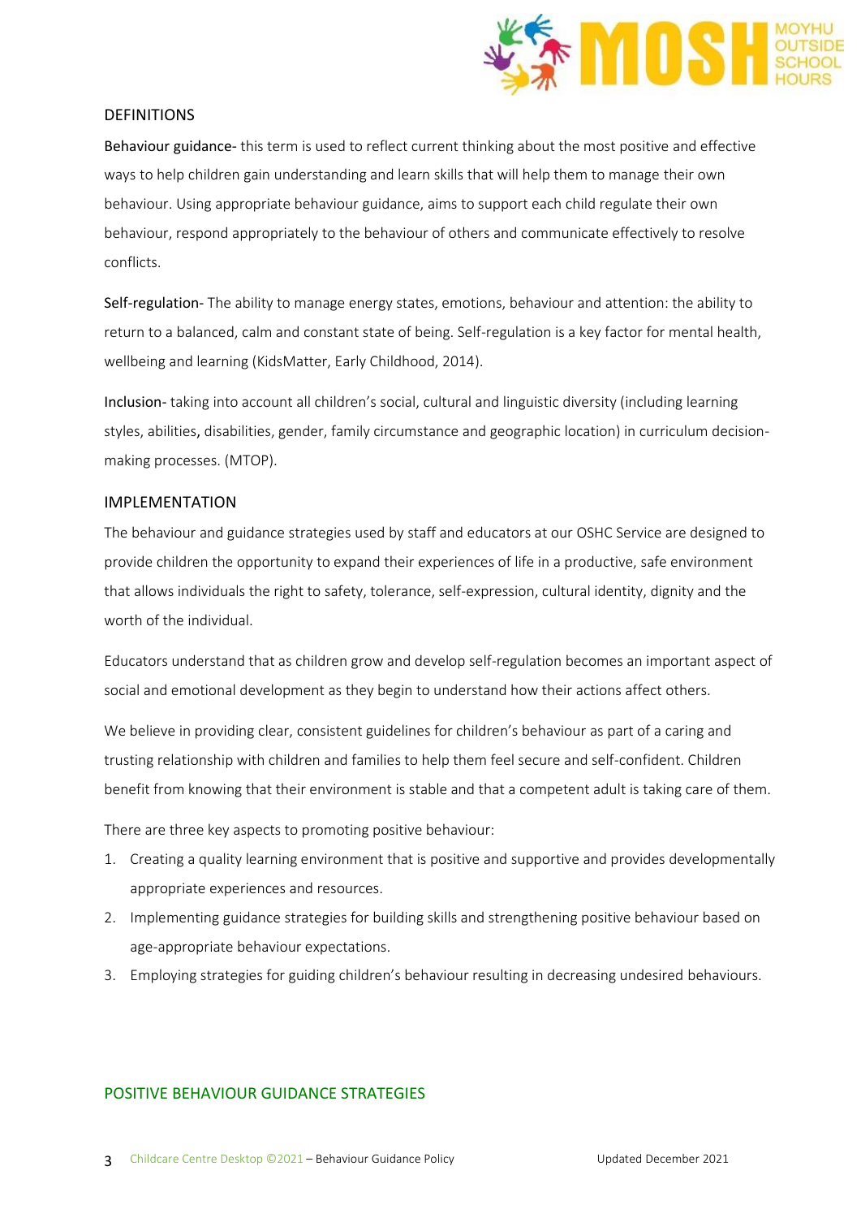## DEFINITIONS

**Behaviour guidance**- this term is used to reflect current thinking about the most positive and effective ways to help children gain understanding and learn skills that will help them to manage their own behaviour. Using appropriate behaviour guidance, aims to support each child regulate their own behaviour, respond appropriately to the behaviour of others and communicate effectively to resolve conflicts.

**Self-regulation**- The ability to manage energy states, emotions, behaviour and attention: the ability to return to a balanced, calm and constant state of being. Self-regulation is a key factor for mental health, wellbeing and learning (KidsMatter, Early Childhood, 2014).

**Inclusion**- taking into account all children's social, cultural and linguistic diversity (including learning styles, abilities, disabilities, gender, family circumstance and geographic location) in curriculum decision-making processes. (MTOP).

## IMPLEMENTATION

The behaviour and guidance strategies used by staff and educators at our OSHC Service are designed to provide children the opportunity to expand their experiences of life in a productive, safe environment that allows individuals the right to safety, tolerance, self-expression, cultural identity, dignity and the worth of the individual.

Educators understand that as children grow and develop self-regulation becomes an important aspect of social and emotional development as they begin to understand how their actions affect others.

We believe in providing clear, consistent guidelines for children's behaviour as part of a caring and trusting relationship with children and families to help them feel secure and self-confident. Children benefit from knowing that their environment is stable and that a competent adult is taking care of them.

There are three key aspects to promoting positive behaviour:

1. Creating a quality learning environment that is positive and supportive and provides developmentally appropriate experiences and resources.
2. Implementing guidance strategies for building skills and strengthening positive behaviour based on age-appropriate behaviour expectations.
3. Employing strategies for guiding children's behaviour resulting in decreasing undesired behaviours.

## POSITIVE BEHAVIOUR GUIDANCE STRATEGIES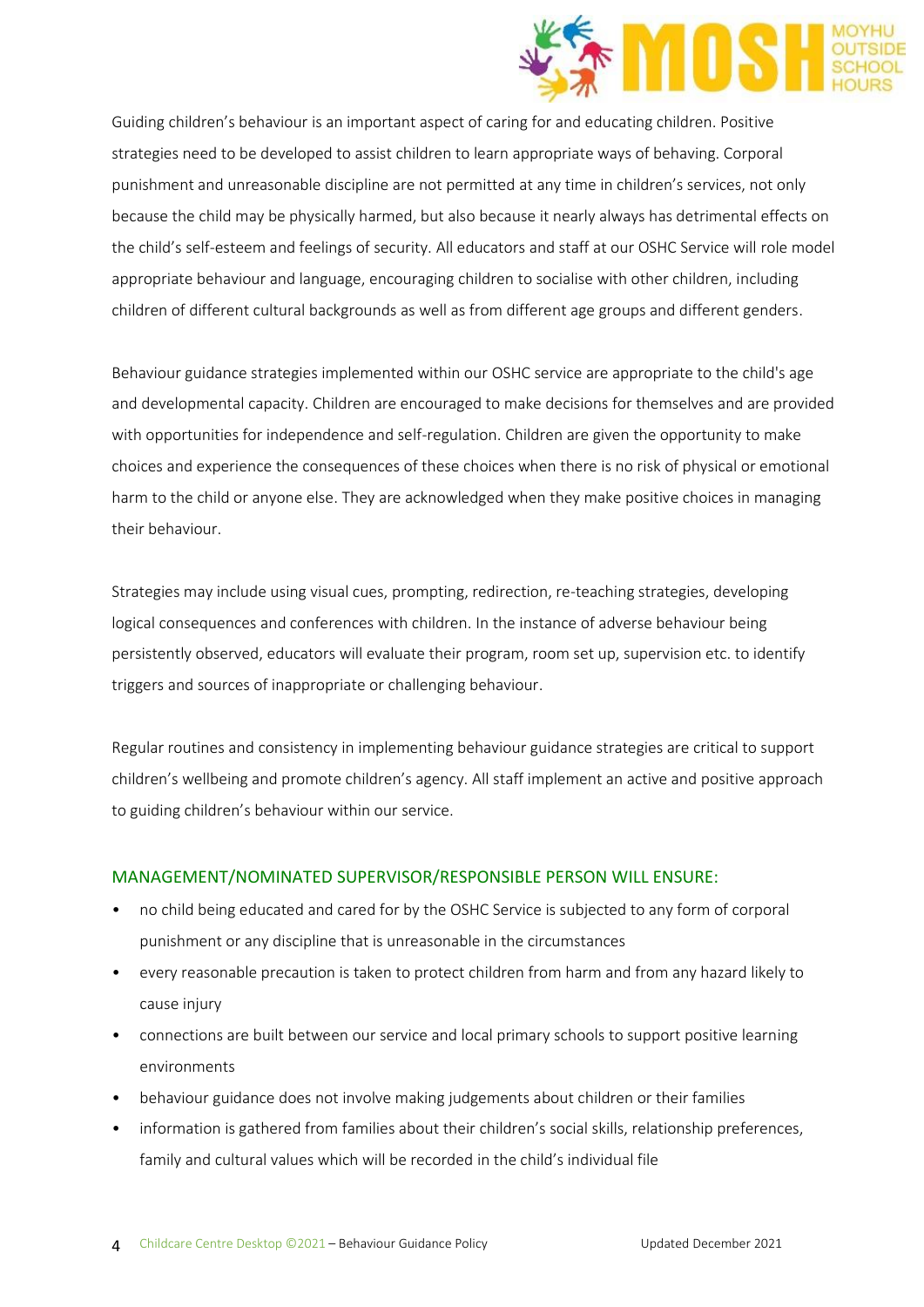Guiding children's behaviour is an important aspect of caring for and educating children. Positive strategies need to be developed to assist children to learn appropriate ways of behaving. Corporal punishment and unreasonable discipline are not permitted at any time in children's services, not only because the child may be physically harmed, but also because it nearly always has detrimental effects on the child's self-esteem and feelings of security. All educators and staff at our OSHC Service will role model appropriate behaviour and language, encouraging children to socialise with other children, including children of different cultural backgrounds as well as from different age groups and different genders.

Behaviour guidance strategies implemented within our OSHC service are appropriate to the child's age and developmental capacity. Children are encouraged to make decisions for themselves and are provided with opportunities for independence and self-regulation. Children are given the opportunity to make choices and experience the consequences of these choices when there is no risk of physical or emotional harm to the child or anyone else. They are acknowledged when they make positive choices in managing their behaviour.

Strategies may include using visual cues, prompting, redirection, re-teaching strategies, developing logical consequences and conferences with children. In the instance of adverse behaviour being persistently observed, educators will evaluate their program, room set up, supervision etc. to identify triggers and sources of inappropriate or challenging behaviour.

Regular routines and consistency in implementing behaviour guidance strategies are critical to support children's wellbeing and promote children's agency. All staff implement an active and positive approach to guiding children's behaviour within our service.

### MANAGEMENT/NOMINATED SUPERVISOR/RESPONSIBLE PERSON WILL ENSURE:

- no child being educated and cared for by the OSHC Service is subjected to any form of corporal punishment or any discipline that is unreasonable in the circumstances
- every reasonable precaution is taken to protect children from harm and from any hazard likely to cause injury
- connections are built between our service and local primary schools to support positive learning environments
- behaviour guidance does not involve making judgements about children or their families
- information is gathered from families about their children's social skills, relationship preferences, family and cultural values which will be recorded in the child's individual file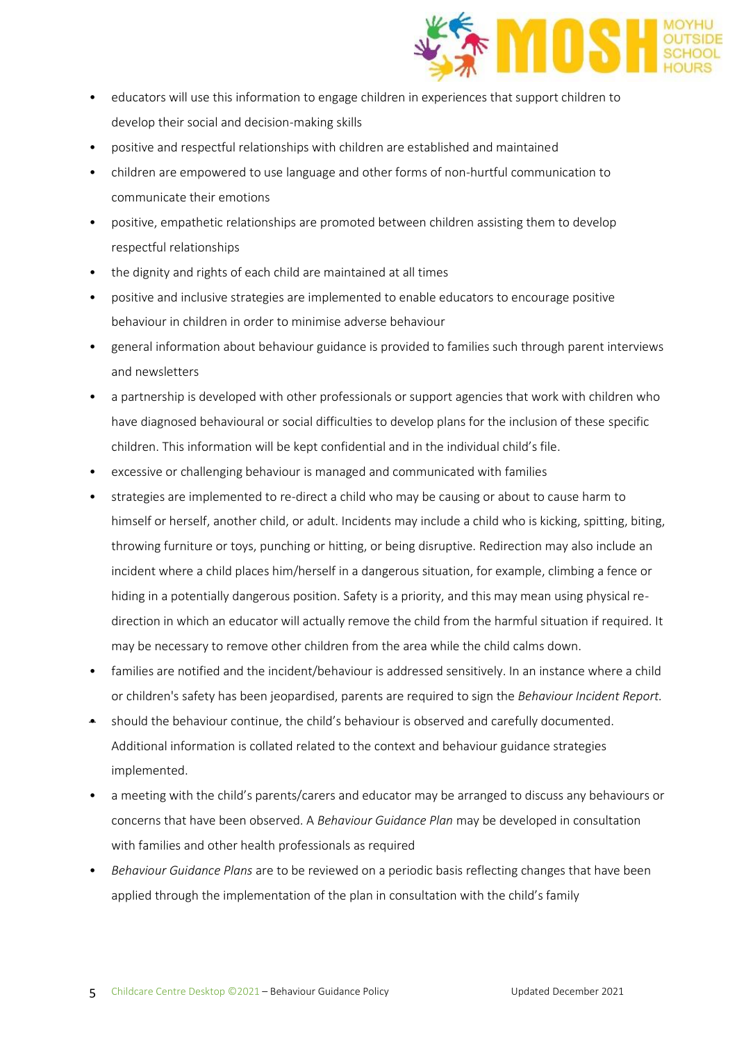- educators will use this information to engage children in experiences that support children to develop their social and decision-making skills
- positive and respectful relationships with children are established and maintained
- children are empowered to use language and other forms of non-hurtful communication to communicate their emotions
- positive, empathetic relationships are promoted between children assisting them to develop respectful relationships
- the dignity and rights of each child are maintained at all times
- positive and inclusive strategies are implemented to enable educators to encourage positive behaviour in children in order to minimise adverse behaviour
- general information about behaviour guidance is provided to families such through parent interviews and newsletters
- a partnership is developed with other professionals or support agencies that work with children who have diagnosed behavioural or social difficulties to develop plans for the inclusion of these specific children. This information will be kept confidential and in the individual child's file.
- excessive or challenging behaviour is managed and communicated with families
- strategies are implemented to re-direct a child who may be causing or about to cause harm to himself or herself, another child, or adult. Incidents may include a child who is kicking, spitting, biting, throwing furniture or toys, punching or hitting, or being disruptive. Redirection may also include an incident where a child places him/herself in a dangerous situation, for example, climbing a fence or hiding in a potentially dangerous position. Safety is a priority, and this may mean using physical re-direction in which an educator will actually remove the child from the harmful situation if required. It may be necessary to remove other children from the area while the child calms down.
- families are notified and the incident/behaviour is addressed sensitively. In an instance where a child or children's safety has been jeopardised, parents are required to sign the *Behaviour Incident Report.*
- should the behaviour continue, the child's behaviour is observed and carefully documented. Additional information is collated related to the context and behaviour guidance strategies implemented.
- a meeting with the child's parents/carers and educator may be arranged to discuss any behaviours or concerns that have been observed. A *Behaviour Guidance Plan* may be developed in consultation with families and other health professionals as required
- *Behaviour Guidance Plans* are to be reviewed on a periodic basis reflecting changes that have been applied through the implementation of the plan in consultation with the child's family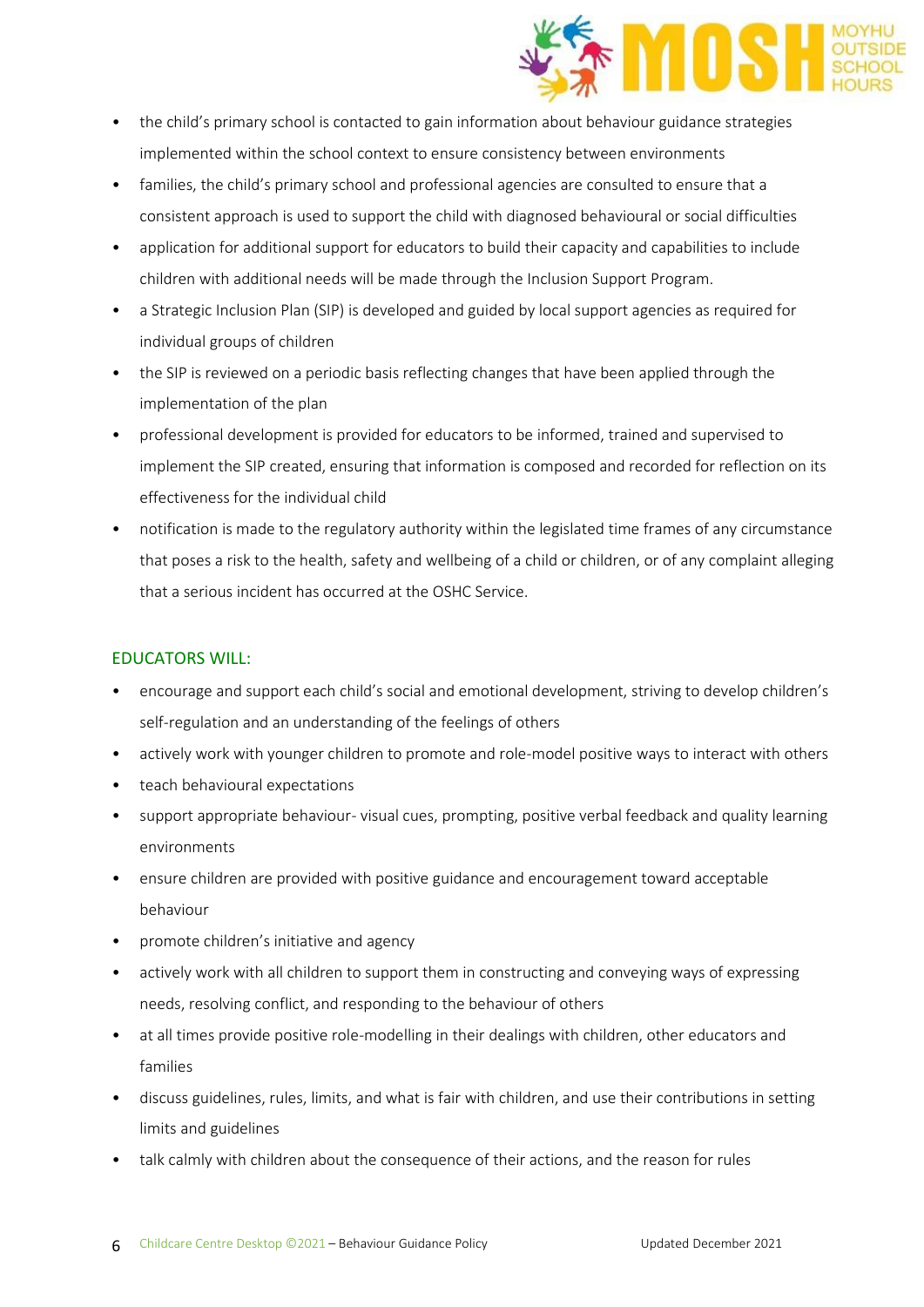- the child's primary school is contacted to gain information about behaviour guidance strategies implemented within the school context to ensure consistency between environments
- families, the child's primary school and professional agencies are consulted to ensure that a consistent approach is used to support the child with diagnosed behavioural or social difficulties
- application for additional support for educators to build their capacity and capabilities to include children with additional needs will be made through the Inclusion Support Program.
- a Strategic Inclusion Plan (SIP) is developed and guided by local support agencies as required for individual groups of children
- the SIP is reviewed on a periodic basis reflecting changes that have been applied through the implementation of the plan
- professional development is provided for educators to be informed, trained and supervised to implement the SIP created, ensuring that information is composed and recorded for reflection on its effectiveness for the individual child
- notification is made to the regulatory authority within the legislated time frames of any circumstance that poses a risk to the health, safety and wellbeing of a child or children, or of any complaint alleging that a serious incident has occurred at the OSHC Service.

## EDUCATORS WILL:

- encourage and support each child's social and emotional development, striving to develop children's self-regulation and an understanding of the feelings of others
- actively work with younger children to promote and role-model positive ways to interact with others
- teach behavioural expectations
- support appropriate behaviour- visual cues, prompting, positive verbal feedback and quality learning environments
- ensure children are provided with positive guidance and encouragement toward acceptable behaviour
- promote children's initiative and agency
- actively work with all children to support them in constructing and conveying ways of expressing needs, resolving conflict, and responding to the behaviour of others
- at all times provide positive role-modelling in their dealings with children, other educators and families
- discuss guidelines, rules, limits, and what is fair with children, and use their contributions in setting limits and guidelines
- talk calmly with children about the consequence of their actions, and the reason for rules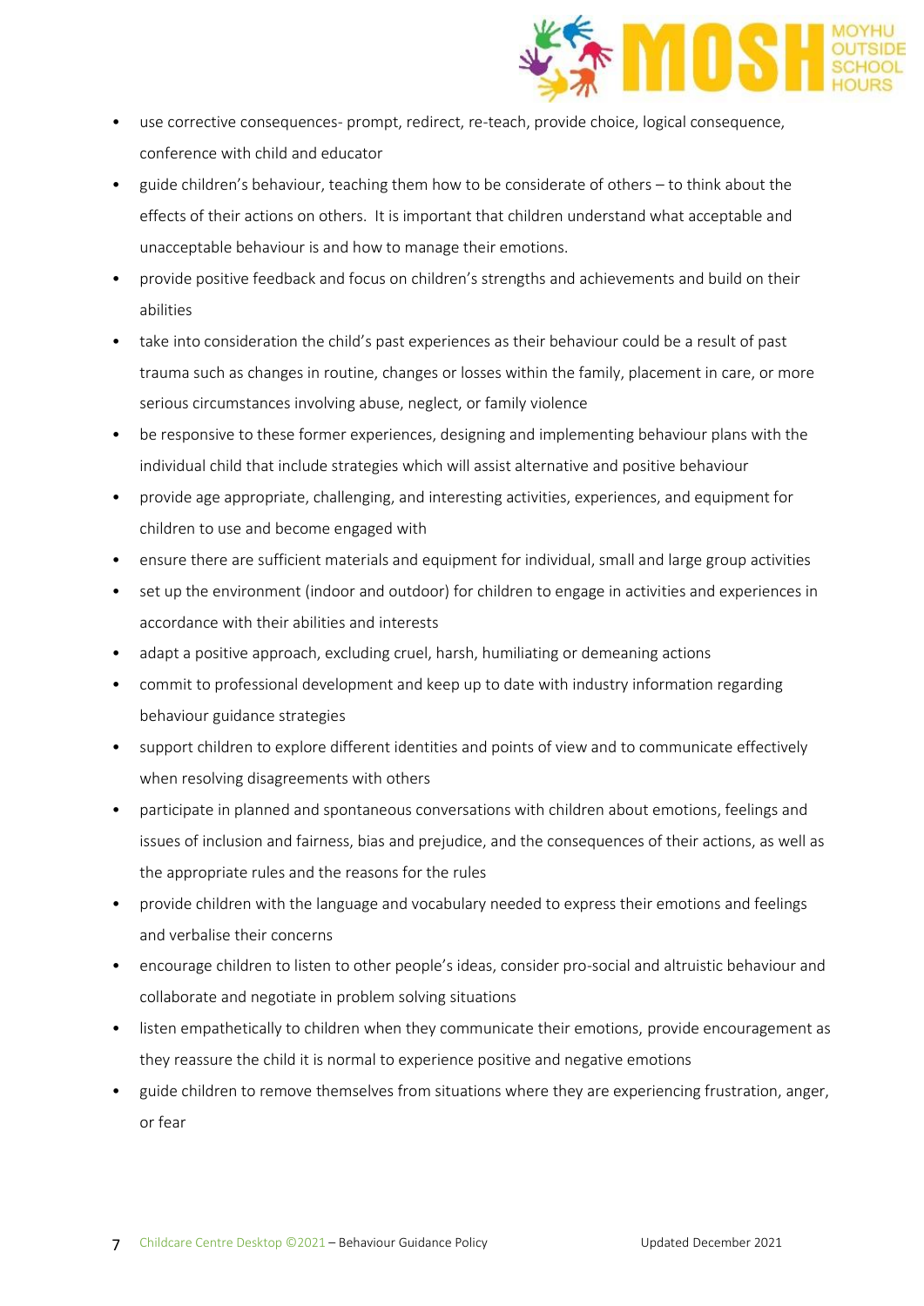- use corrective consequences- prompt, redirect, re-teach, provide choice, logical consequence, conference with child and educator
- guide children's behaviour, teaching them how to be considerate of others – to think about the effects of their actions on others. It is important that children understand what acceptable and unacceptable behaviour is and how to manage their emotions.
- provide positive feedback and focus on children's strengths and achievements and build on their abilities
- take into consideration the child's past experiences as their behaviour could be a result of past trauma such as changes in routine, changes or losses within the family, placement in care, or more serious circumstances involving abuse, neglect, or family violence
- be responsive to these former experiences, designing and implementing behaviour plans with the individual child that include strategies which will assist alternative and positive behaviour
- provide age appropriate, challenging, and interesting activities, experiences, and equipment for children to use and become engaged with
- ensure there are sufficient materials and equipment for individual, small and large group activities
- set up the environment (indoor and outdoor) for children to engage in activities and experiences in accordance with their abilities and interests
- adapt a positive approach, excluding cruel, harsh, humiliating or demeaning actions
- commit to professional development and keep up to date with industry information regarding behaviour guidance strategies
- support children to explore different identities and points of view and to communicate effectively when resolving disagreements with others
- participate in planned and spontaneous conversations with children about emotions, feelings and issues of inclusion and fairness, bias and prejudice, and the consequences of their actions, as well as the appropriate rules and the reasons for the rules
- provide children with the language and vocabulary needed to express their emotions and feelings and verbalise their concerns
- encourage children to listen to other people's ideas, consider pro-social and altruistic behaviour and collaborate and negotiate in problem solving situations
- listen empathetically to children when they communicate their emotions, provide encouragement as they reassure the child it is normal to experience positive and negative emotions
- guide children to remove themselves from situations where they are experiencing frustration, anger, or fear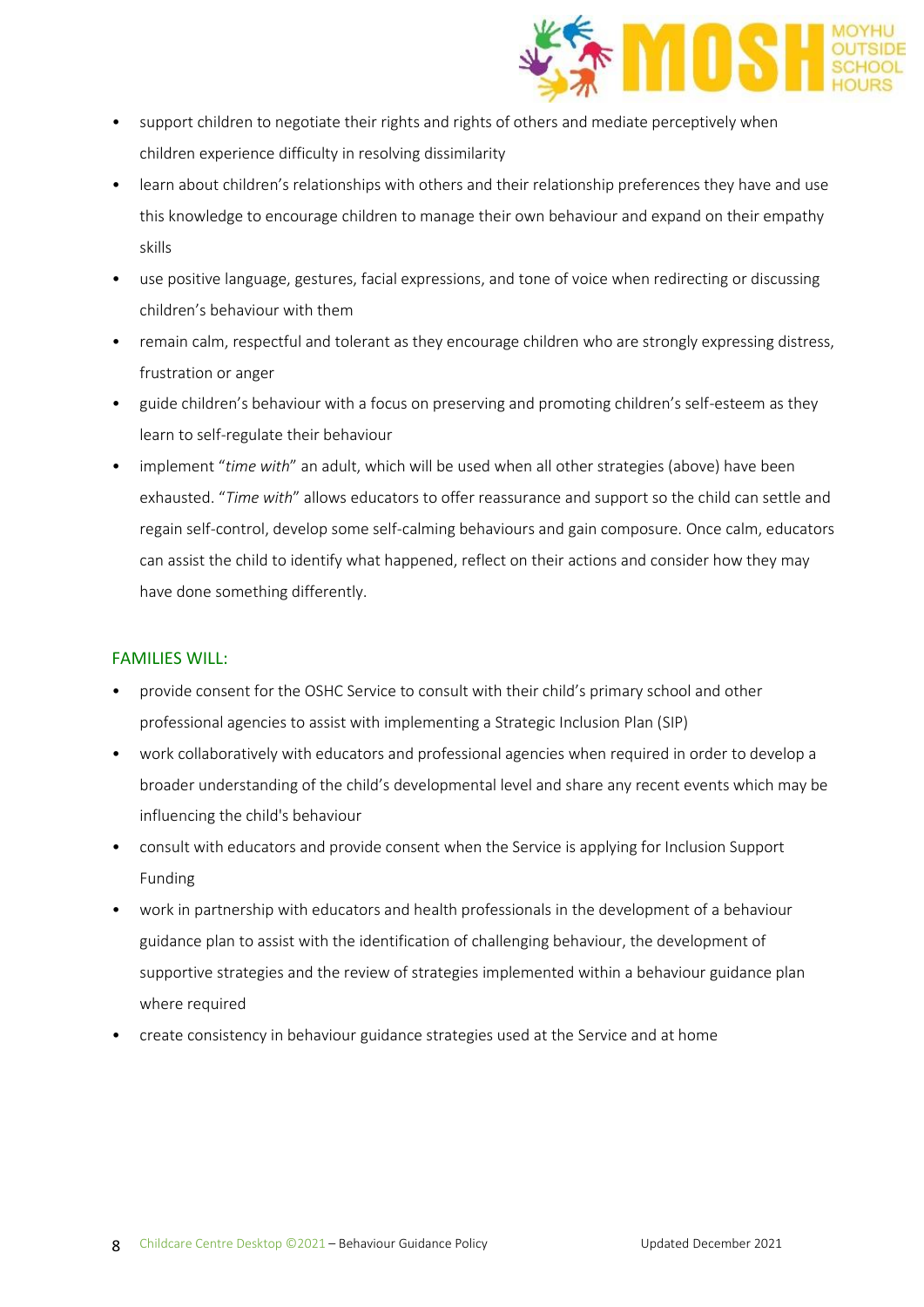- support children to negotiate their rights and rights of others and mediate perceptively when children experience difficulty in resolving dissimilarity
- learn about children's relationships with others and their relationship preferences they have and use this knowledge to encourage children to manage their own behaviour and expand on their empathy skills
- use positive language, gestures, facial expressions, and tone of voice when redirecting or discussing children's behaviour with them
- remain calm, respectful and tolerant as they encourage children who are strongly expressing distress, frustration or anger
- guide children's behaviour with a focus on preserving and promoting children's self-esteem as they learn to self-regulate their behaviour
- implement "*time with*" an adult, which will be used when all other strategies (above) have been exhausted. "*Time with*" allows educators to offer reassurance and support so the child can settle and regain self-control, develop some self-calming behaviours and gain composure. Once calm, educators can assist the child to identify what happened, reflect on their actions and consider how they may have done something differently.

## FAMILIES WILL:

- provide consent for the OSHC Service to consult with their child's primary school and other professional agencies to assist with implementing a Strategic Inclusion Plan (SIP)
- work collaboratively with educators and professional agencies when required in order to develop a broader understanding of the child's developmental level and share any recent events which may be influencing the child's behaviour
- consult with educators and provide consent when the Service is applying for Inclusion Support Funding
- work in partnership with educators and health professionals in the development of a behaviour guidance plan to assist with the identification of challenging behaviour, the development of supportive strategies and the review of strategies implemented within a behaviour guidance plan where required
- create consistency in behaviour guidance strategies used at the Service and at home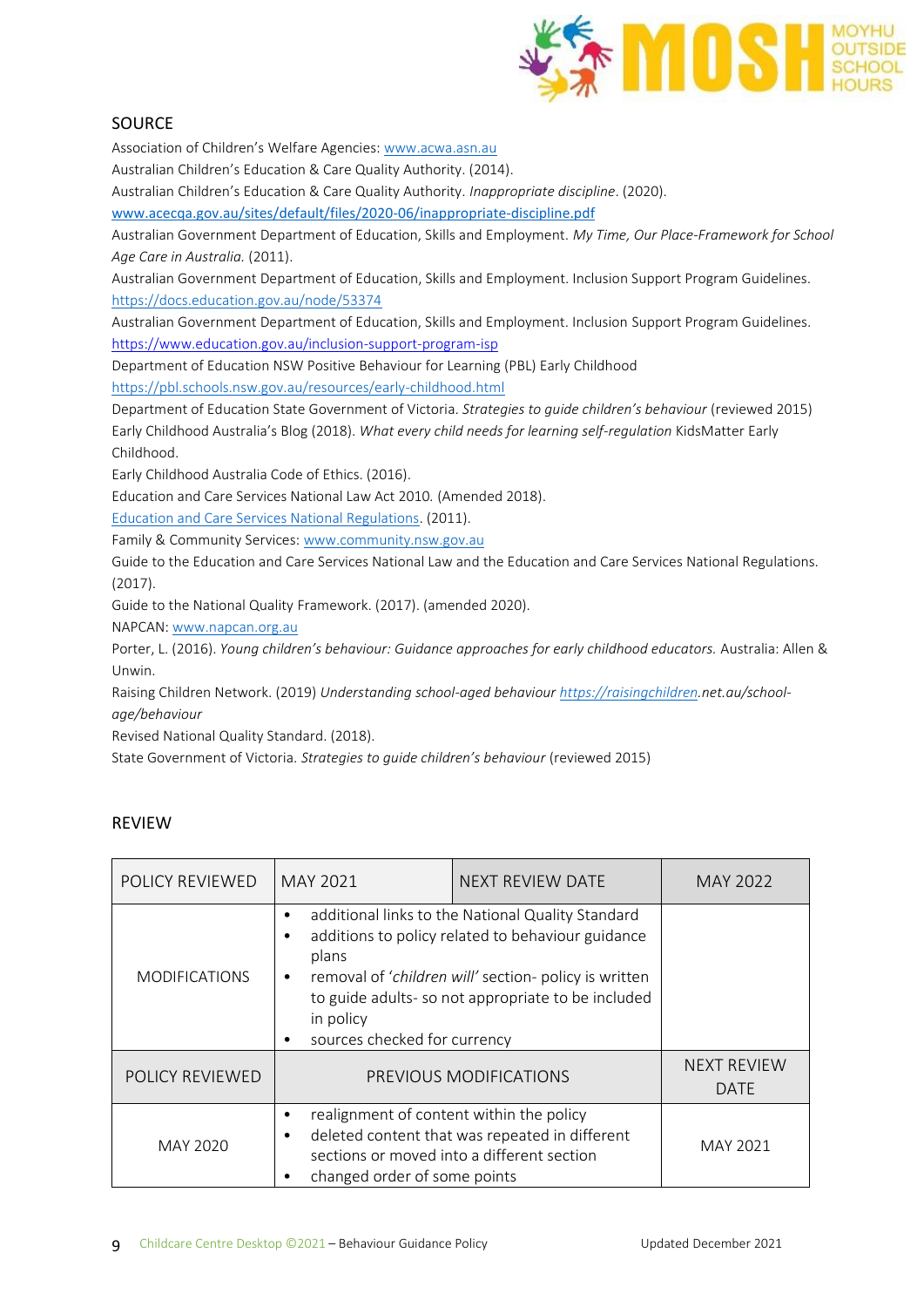## SOURCE

Association of Children's Welfare Agencies: www.acwa.asn.au

Australian Children's Education & Care Quality Authority. (2014).

Australian Children's Education & Care Quality Authority. *Inappropriate discipline*. (2020). www.acecqa.gov.au/sites/default/files/2020-06/inappropriate-discipline.pdf

Australian Government Department of Education, Skills and Employment. *My Time, Our Place-Framework for School Age Care in Australia.* (2011).

Australian Government Department of Education, Skills and Employment. Inclusion Support Program Guidelines. https://docs.education.gov.au/node/53374

Australian Government Department of Education, Skills and Employment. Inclusion Support Program Guidelines. https://www.education.gov.au/inclusion-support-program-isp

Department of Education NSW Positive Behaviour for Learning (PBL) Early Childhood https://pbl.schools.nsw.gov.au/resources/early-childhood.html

Department of Education State Government of Victoria. *Strategies to guide children's behaviour* (reviewed 2015)

Early Childhood Australia's Blog (2018). *What every child needs for learning self-regulation* KidsMatter Early Childhood.

Early Childhood Australia Code of Ethics. (2016).

Education and Care Services National Law Act 2010. (Amended 2018).

Education and Care Services National Regulations. (2011).

Family & Community Services: www.community.nsw.gov.au

Guide to the Education and Care Services National Law and the Education and Care Services National Regulations. (2017).

Guide to the National Quality Framework. (2017). (amended 2020).

NAPCAN: www.napcan.org.au

Porter, L. (2016). *Young children's behaviour: Guidance approaches for early childhood educators.* Australia: Allen & Unwin.

Raising Children Network. (2019) *Understanding school-aged behaviour* https://raisingchildren.net.au/school-age/behaviour

Revised National Quality Standard. (2018).

State Government of Victoria. *Strategies to guide children's behaviour* (reviewed 2015)

## REVIEW

| POLICY REVIEWED | MAY 2021 | NEXT REVIEW DATE | MAY 2022 |
|---|---|---|---|
| MODIFICATIONS | • additional links to the National Quality Standard<br>• additions to policy related to behaviour guidance plans<br>• removal of '*children will*' section- policy is written to guide adults- so not appropriate to be included in policy<br>• sources checked for currency | | |
| POLICY REVIEWED | PREVIOUS MODIFICATIONS | | NEXT REVIEW DATE |
| MAY 2020 | • realignment of content within the policy<br>• deleted content that was repeated in different sections or moved into a different section<br>• changed order of some points | | MAY 2021 |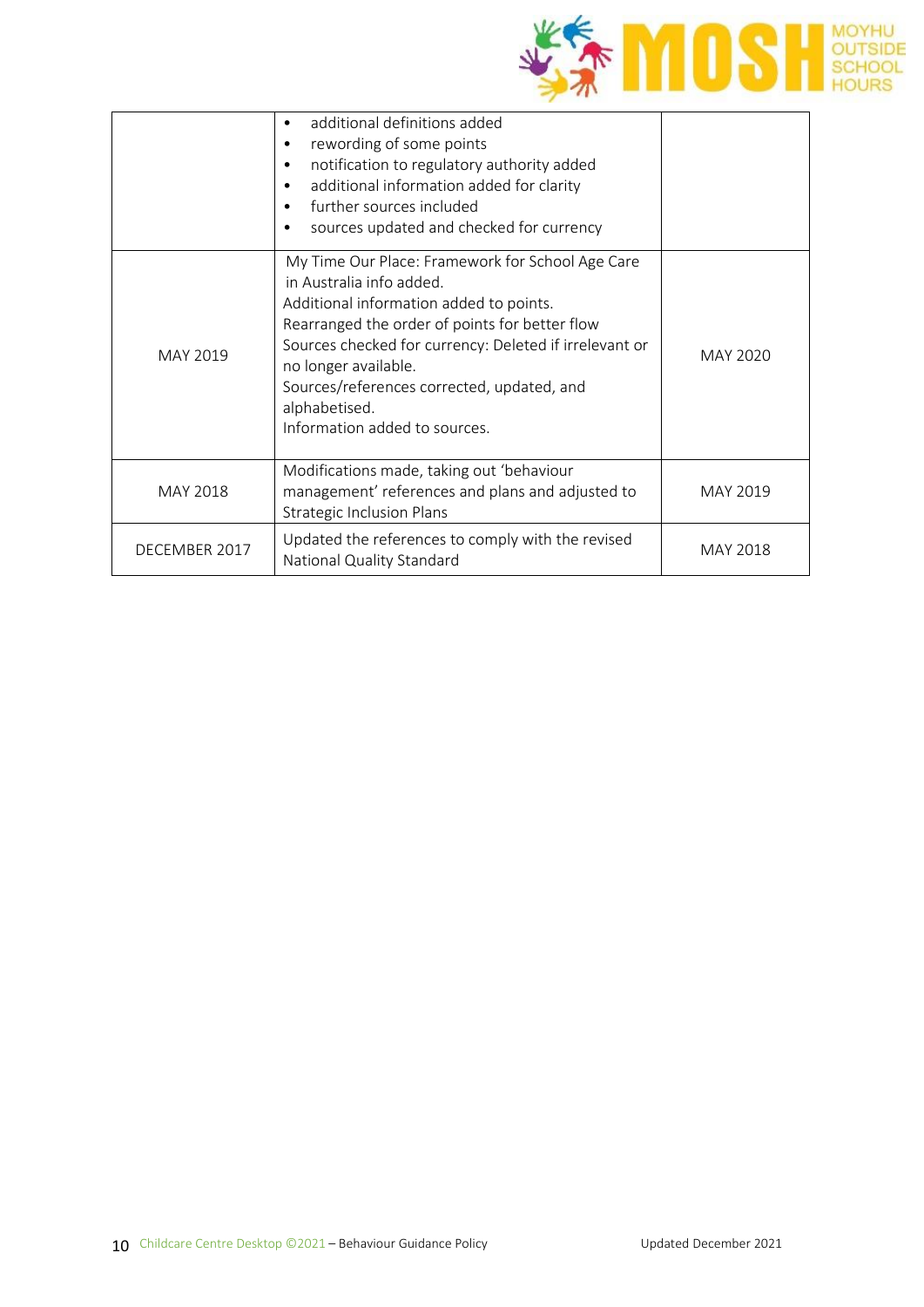| | | |
|---|---|---|
| | • additional definitions added<br>• rewording of some points<br>• notification to regulatory authority added<br>• additional information added for clarity<br>• further sources included<br>• sources updated and checked for currency | |
| MAY 2019 | My Time Our Place: Framework for School Age Care in Australia info added.<br>Additional information added to points.<br>Rearranged the order of points for better flow<br>Sources checked for currency: Deleted if irrelevant or no longer available.<br>Sources/references corrected, updated, and alphabetised.<br>Information added to sources. | MAY 2020 |
| MAY 2018 | Modifications made, taking out 'behaviour management' references and plans and adjusted to Strategic Inclusion Plans | MAY 2019 |
| DECEMBER 2017 | Updated the references to comply with the revised National Quality Standard | MAY 2018 |